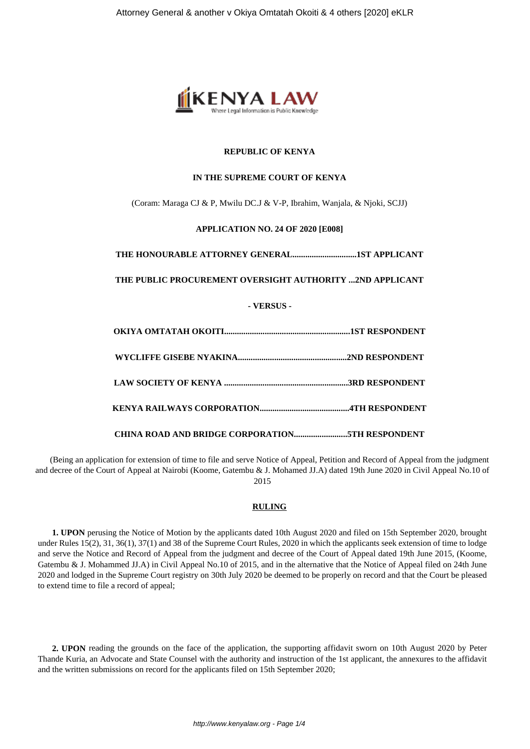**REPUBLIC OF KENYA**

**IN THE SUPREME COURT OF KENYA**

(Coram: Maraga CJ & P, Mwilu DC.J & V-P, Ibrahim, Wanjala, & Njoki, SCJJ)

**APPLICATION NO. 24 OF 2020 [E008]**

**THE HONOURABLE ATTORNEY GENERAL..............................1ST APPLICANT**

**THE PUBLIC PROCUREMENT OVERSIGHT AUTHORITY ...2ND APPLICANT**

**- VERSUS -**

**OKIYA OMTATAH OKOITI...........................................................1ST RESPONDENT**

**WYCLIFFE GISEBE NYAKINA...................................................2ND RESPONDENT**

**LAW SOCIETY OF KENYA ..........................................................3RD RESPONDENT**

**KENYA RAILWAYS CORPORATION..........................................4TH RESPONDENT**

**CHINA ROAD AND BRIDGE CORPORATION.........................5TH RESPONDENT**

(Being an application for extension of time to file and serve Notice of Appeal, Petition and Record of Appeal from the judgment and decree of the Court of Appeal at Nairobi (Koome, Gatembu & J. Mohamed JJ.A) dated 19th June 2020 in Civil Appeal No.10 of 2015

**RULING**

**1. UPON** perusing the Notice of Motion by the applicants dated 10th August 2020 and filed on 15th September 2020, brought under Rules 15(2), 31, 36(1), 37(1) and 38 of the Supreme Court Rules, 2020 in which the applicants seek extension of time to lodge and serve the Notice and Record of Appeal from the judgment and decree of the Court of Appeal dated 19th June 2015, (Koome, Gatembu & J. Mohammed JJ.A) in Civil Appeal No.10 of 2015, and in the alternative that the Notice of Appeal filed on 24th June 2020 and lodged in the Supreme Court registry on 30th July 2020 be deemed to be properly on record and that the Court be pleased to extend time to file a record of appeal;

**2. UPON** reading the grounds on the face of the application, the supporting affidavit sworn on 10th August 2020 by Peter Thande Kuria, an Advocate and State Counsel with the authority and instruction of the 1st applicant, the annexures to the affidavit and the written submissions on record for the applicants filed on 15th September 2020;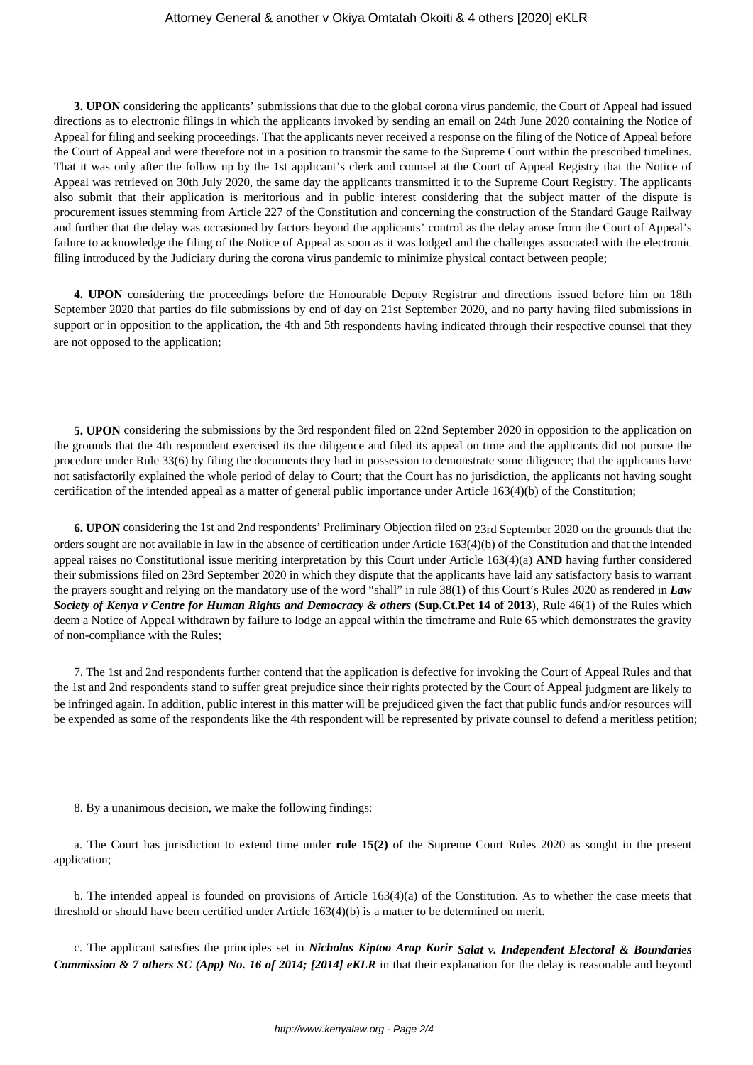**3. UPON** considering the applicants' submissions that due to the global corona virus pandemic, the Court of Appeal had issued directions as to electronic filings in which the applicants invoked by sending an email on 24th June 2020 containing the Notice of Appeal for filing and seeking proceedings. That the applicants never received a response on the filing of the Notice of Appeal before the Court of Appeal and were therefore not in a position to transmit the same to the Supreme Court within the prescribed timelines. That it was only after the follow up by the 1st applicant's clerk and counsel at the Court of Appeal Registry that the Notice of Appeal was retrieved on 30th July 2020, the same day the applicants transmitted it to the Supreme Court Registry. The applicants also submit that their application is meritorious and in public interest considering that the subject matter of the dispute is procurement issues stemming from Article 227 of the Constitution and concerning the construction of the Standard Gauge Railway and further that the delay was occasioned by factors beyond the applicants' control as the delay arose from the Court of Appeal's failure to acknowledge the filing of the Notice of Appeal as soon as it was lodged and the challenges associated with the electronic filing introduced by the Judiciary during the corona virus pandemic to minimize physical contact between people;

**4. UPON** considering the proceedings before the Honourable Deputy Registrar and directions issued before him on 18th September 2020 that parties do file submissions by end of day on 21st September 2020, and no party having filed submissions in support or in opposition to the application, the 4th and 5th respondents having indicated through their respective counsel that they are not opposed to the application;

**5. UPON** considering the submissions by the 3rd respondent filed on 22nd September 2020 in opposition to the application on the grounds that the 4th respondent exercised its due diligence and filed its appeal on time and the applicants did not pursue the procedure under Rule 33(6) by filing the documents they had in possession to demonstrate some diligence; that the applicants have not satisfactorily explained the whole period of delay to Court; that the Court has no jurisdiction, the applicants not having sought certification of the intended appeal as a matter of general public importance under Article 163(4)(b) of the Constitution;

**6. UPON** considering the 1st and 2nd respondents' Preliminary Objection filed on 23rd September 2020 on the grounds that the orders sought are not available in law in the absence of certification under Article 163(4)(b) of the Constitution and that the intended appeal raises no Constitutional issue meriting interpretation by this Court under Article 163(4)(a) **AND** having further considered their submissions filed on 23rd September 2020 in which they dispute that the applicants have laid any satisfactory basis to warrant the prayers sought and relying on the mandatory use of the word "shall" in rule 38(1) of this Court's Rules 2020 as rendered in ***Law Society of Kenya v Centre for Human Rights and Democracy & others*** (**Sup.Ct.Pet 14 of 2013**), Rule 46(1) of the Rules which deem a Notice of Appeal withdrawn by failure to lodge an appeal within the timeframe and Rule 65 which demonstrates the gravity of non-compliance with the Rules;

7. The 1st and 2nd respondents further contend that the application is defective for invoking the Court of Appeal Rules and that the 1st and 2nd respondents stand to suffer great prejudice since their rights protected by the Court of Appeal judgment are likely to be infringed again. In addition, public interest in this matter will be prejudiced given the fact that public funds and/or resources will be expended as some of the respondents like the 4th respondent will be represented by private counsel to defend a meritless petition;

8. By a unanimous decision, we make the following findings:

a. The Court has jurisdiction to extend time under **rule 15(2)** of the Supreme Court Rules 2020 as sought in the present application;

b. The intended appeal is founded on provisions of Article 163(4)(a) of the Constitution. As to whether the case meets that threshold or should have been certified under Article 163(4)(b) is a matter to be determined on merit.

c. The applicant satisfies the principles set in ***Nicholas Kiptoo Arap Korir Salat v. Independent Electoral & Boundaries Commission & 7 others SC (App) No. 16 of 2014; [2014] eKLR*** in that their explanation for the delay is reasonable and beyond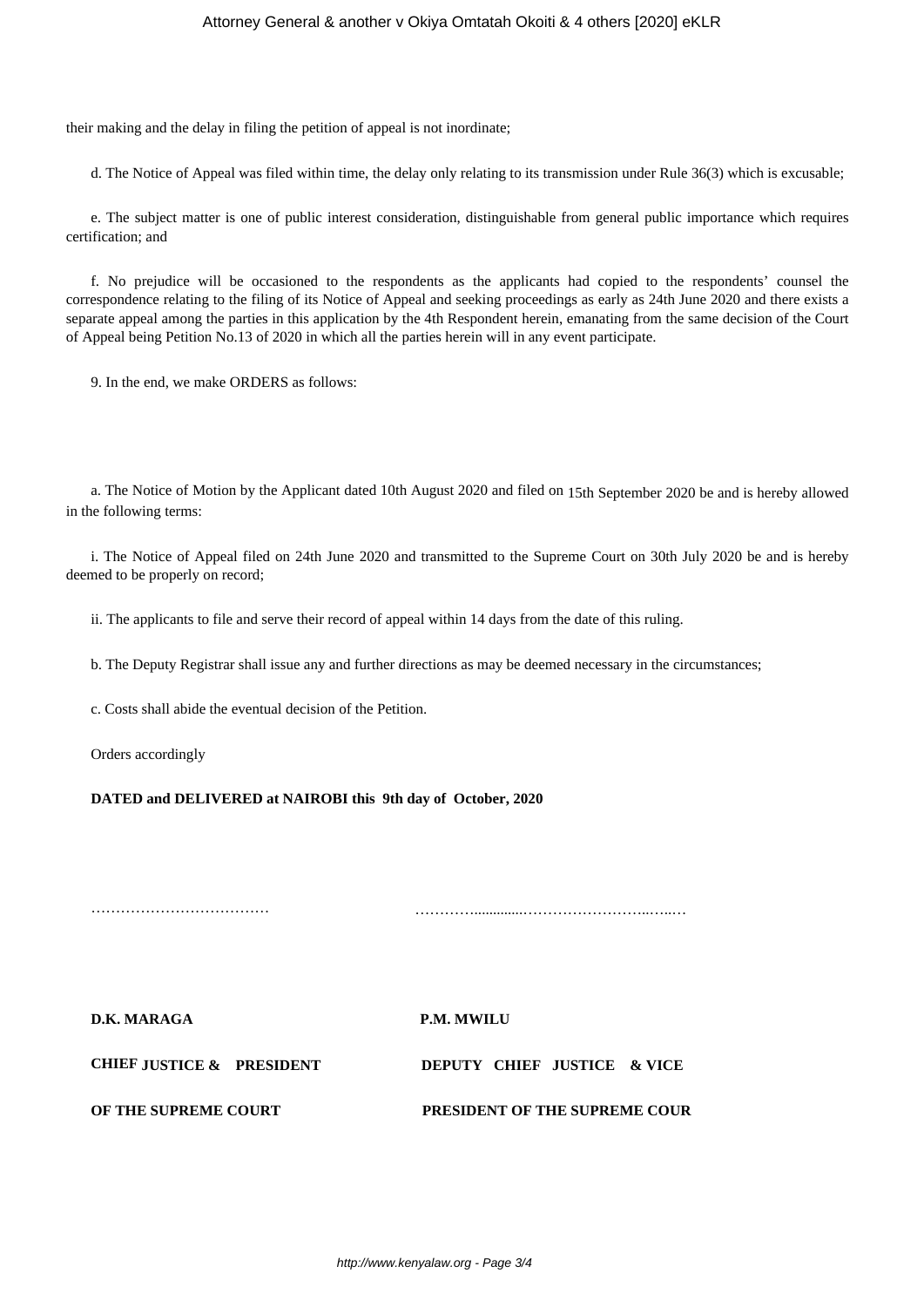their making and the delay in filing the petition of appeal is not inordinate;

d. The Notice of Appeal was filed within time, the delay only relating to its transmission under Rule 36(3) which is excusable;

e. The subject matter is one of public interest consideration, distinguishable from general public importance which requires certification; and

f. No prejudice will be occasioned to the respondents as the applicants had copied to the respondents' counsel the correspondence relating to the filing of its Notice of Appeal and seeking proceedings as early as 24th June 2020 and there exists a separate appeal among the parties in this application by the 4th Respondent herein, emanating from the same decision of the Court of Appeal being Petition No.13 of 2020 in which all the parties herein will in any event participate.

9. In the end, we make ORDERS as follows:

a. The Notice of Motion by the Applicant dated 10th August 2020 and filed on 15th September 2020 be and is hereby allowed in the following terms:

i. The Notice of Appeal filed on 24th June 2020 and transmitted to the Supreme Court on 30th July 2020 be and is hereby deemed to be properly on record;

ii. The applicants to file and serve their record of appeal within 14 days from the date of this ruling.

b. The Deputy Registrar shall issue any and further directions as may be deemed necessary in the circumstances;

c. Costs shall abide the eventual decision of the Petition.

Orders accordingly

**DATED and DELIVERED at NAIROBI this 9th day of October, 2020**

……………………………… …………..............…………………..…..…

**D.K. MARAGA** **P.M. MWILU**

**CHIEF JUSTICE & PRESIDENT OF THE SUPREME COURT**

**DEPUTY CHIEF JUSTICE & VICE PRESIDENT OF THE SUPREME COUR**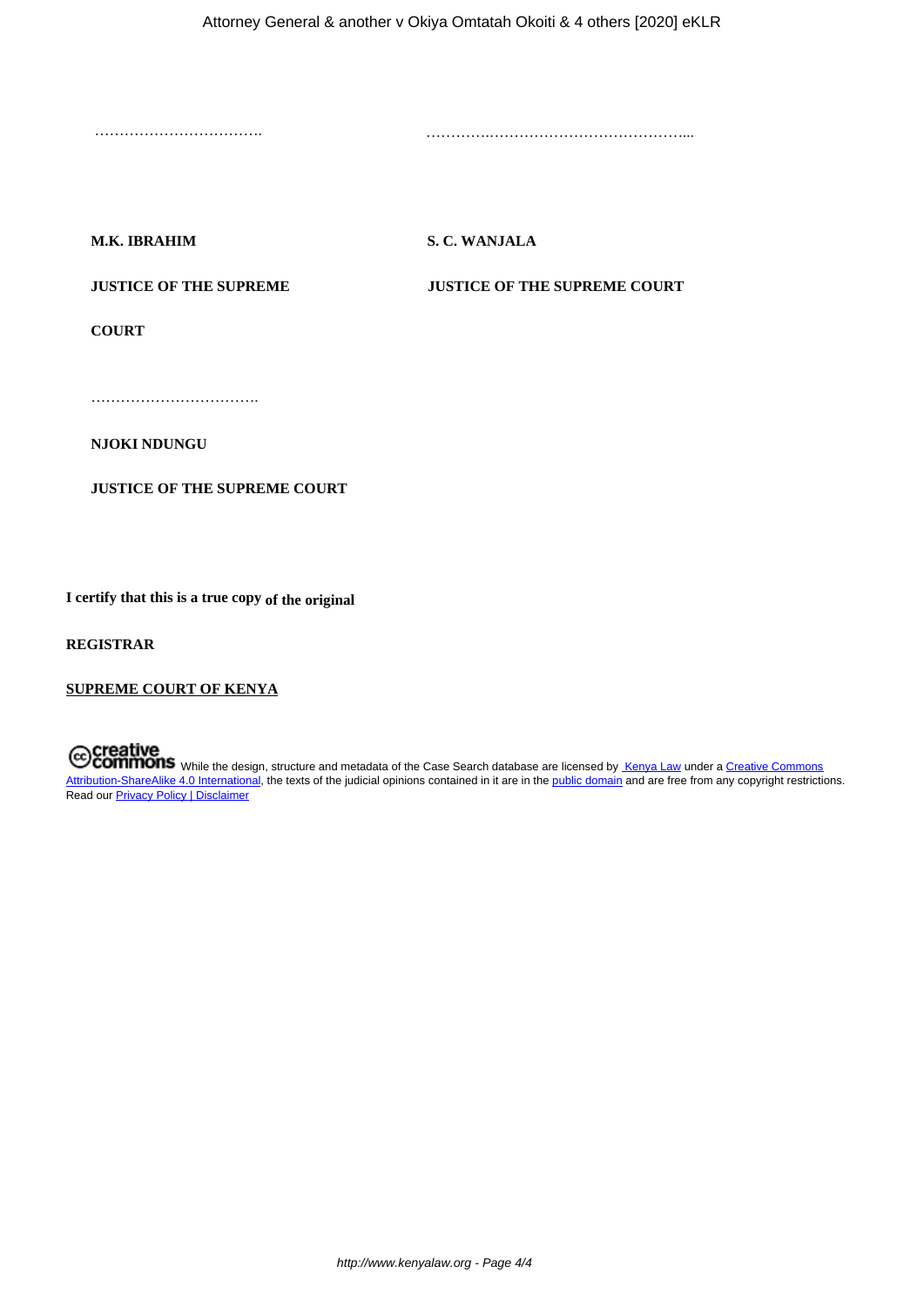…………………………….                                        …………….…………………………………...

**M.K. IBRAHIM**

**JUSTICE OF THE SUPREME COURT**

**S. C. WANJALA**

**JUSTICE OF THE SUPREME COURT**

…………………………….

**NJOKI NDUNGU**

**JUSTICE OF THE SUPREME COURT**

**I certify that this is a true copy of the original**

**REGISTRAR**

**SUPREME COURT OF KENYA**

While the design, structure and metadata of the Case Search database are licensed by Kenya Law under a Creative Commons Attribution-ShareAlike 4.0 International, the texts of the judicial opinions contained in it are in the public domain and are free from any copyright restrictions. Read our Privacy Policy | Disclaimer